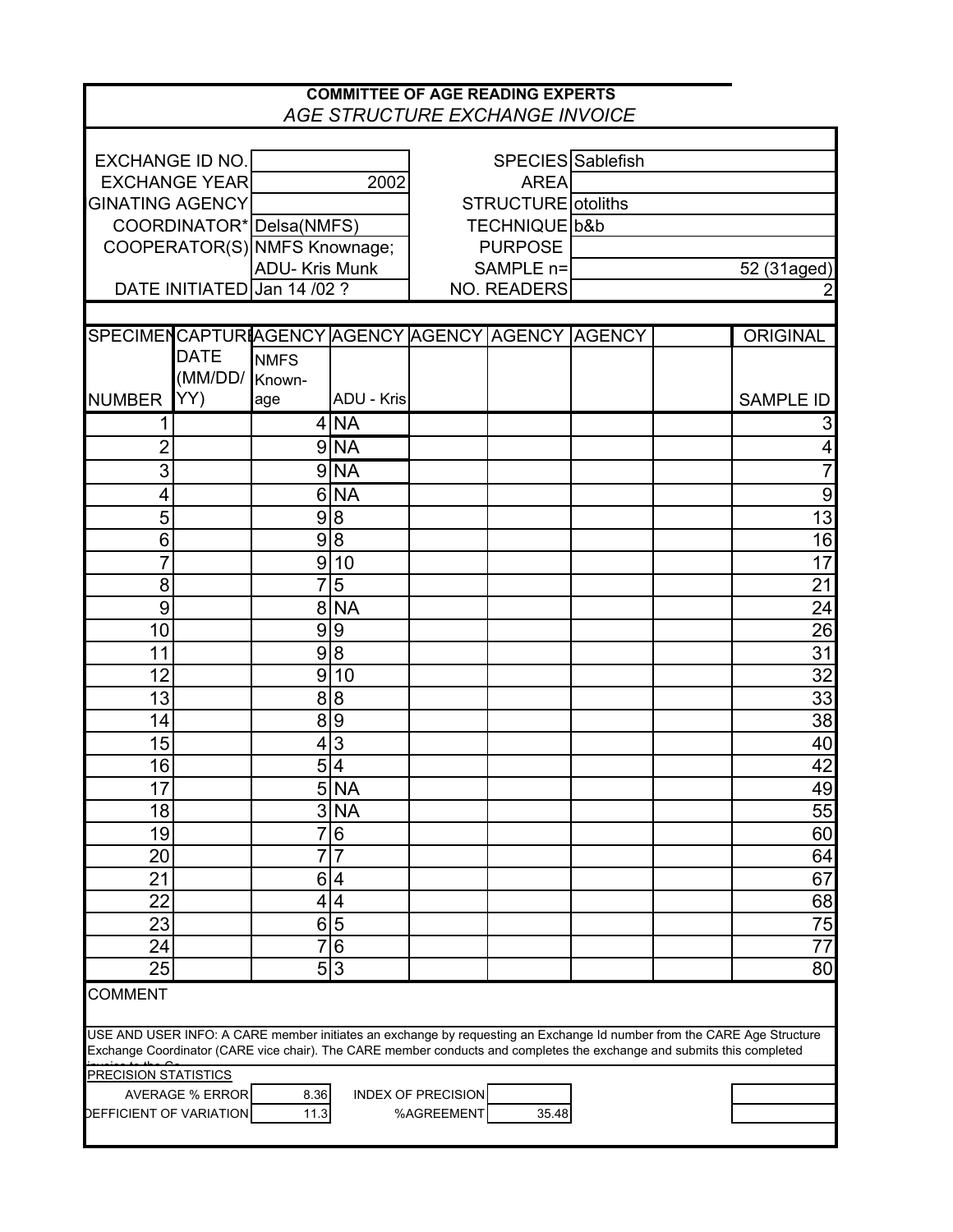**COMMITTEE OF AGE READING EXPERTS**

*AGE STRUCTURE EXCHANGE INVOICE*

| | | | |
|---|---|---|---|
| EXCHANGE ID NO. | | SPECIES | Sablefish |
| EXCHANGE YEAR | 2002 | AREA | |
| GINATING AGENCY | | STRUCTURE | otoliths |
| COORDINATOR* | Delsa(NMFS) | TECHNIQUE | b&b |
| COOPERATOR(S) | NMFS Knownage; ADU- Kris Munk | PURPOSE | |
| | | SAMPLE n= | 52 (31aged) |
| DATE INITIATED | Jan 14 /02 ? | NO. READERS | 2 |

| SPECIMEN NUMBER | CAPTURE DATE (MM/DD/YY) | AGENCY NMFS Known-age | AGENCY ADU - Kris | AGENCY | AGENCY | AGENCY | | ORIGINAL SAMPLE ID |
|---|---|---|---|---|---|---|---|---|
| 1 | | 4 | NA | | | | | 3 |
| 2 | | 9 | NA | | | | | 4 |
| 3 | | 9 | NA | | | | | 7 |
| 4 | | 6 | NA | | | | | 9 |
| 5 | | 9 | 8 | | | | | 13 |
| 6 | | 9 | 8 | | | | | 16 |
| 7 | | 9 | 10 | | | | | 17 |
| 8 | | 7 | 5 | | | | | 21 |
| 9 | | 8 | NA | | | | | 24 |
| 10 | | 9 | 9 | | | | | 26 |
| 11 | | 9 | 8 | | | | | 31 |
| 12 | | 9 | 10 | | | | | 32 |
| 13 | | 8 | 8 | | | | | 33 |
| 14 | | 8 | 9 | | | | | 38 |
| 15 | | 4 | 3 | | | | | 40 |
| 16 | | 5 | 4 | | | | | 42 |
| 17 | | 5 | NA | | | | | 49 |
| 18 | | 3 | NA | | | | | 55 |
| 19 | | 7 | 6 | | | | | 60 |
| 20 | | 7 | 7 | | | | | 64 |
| 21 | | 6 | 4 | | | | | 67 |
| 22 | | 4 | 4 | | | | | 68 |
| 23 | | 6 | 5 | | | | | 75 |
| 24 | | 7 | 6 | | | | | 77 |
| 25 | | 5 | 3 | | | | | 80 |

COMMENT

USE AND USER INFO: A CARE member initiates an exchange by requesting an Exchange Id number from the CARE Age Structure Exchange Coordinator (CARE vice chair). The CARE member conducts and completes the exchange and submits this completed invoice to the Co...

PRECISION STATISTICS

| | | | |
|---|---|---|---|
| AVERAGE % ERROR | 8.36 | INDEX OF PRECISION | |
| COEFFICIENT OF VARIATION | 11.3 | %AGREEMENT | 35.48 |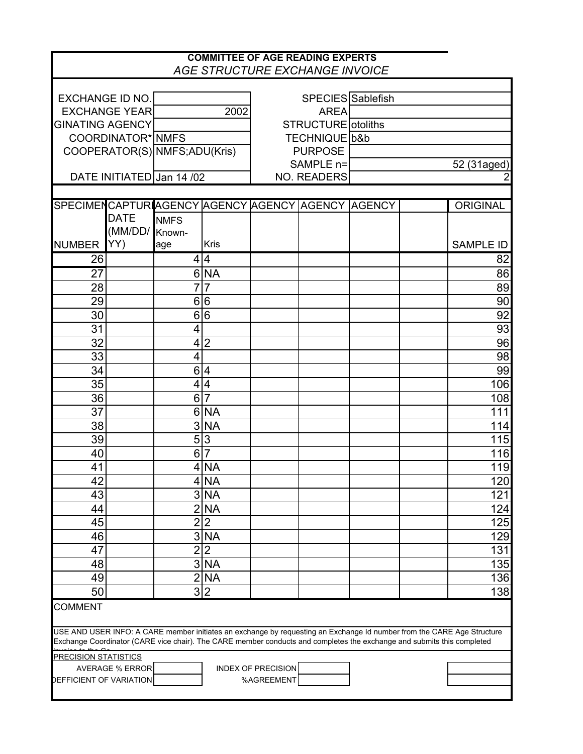**COMMITTEE OF AGE READING EXPERTS**

*AGE STRUCTURE EXCHANGE INVOICE*

| | | | |
|---|---|---|---|
| EXCHANGE ID NO. | | SPECIES | Sablefish |
| EXCHANGE YEAR | 2002 | AREA | |
| GINATING AGENCY | | STRUCTURE | otoliths |
| COORDINATOR* | NMFS | TECHNIQUE | b&b |
| COOPERATOR(S) | NMFS;ADU(Kris) | PURPOSE | |
| | | SAMPLE n= | 52 (31aged) |
| DATE INITIATED | Jan 14 /02 | NO. READERS | 2 |

| SPECIMEN NUMBER | CAPTURE DATE (MM/DD/YY) | AGENCY NMFS Known-age | AGENCY Kris | AGENCY | AGENCY | AGENCY | | ORIGINAL SAMPLE ID |
|---|---|---|---|---|---|---|---|---|
| 26 | | 4 | 4 | | | | | 82 |
| 27 | | 6 | NA | | | | | 86 |
| 28 | | 7 | 7 | | | | | 89 |
| 29 | | 6 | 6 | | | | | 90 |
| 30 | | 6 | 6 | | | | | 92 |
| 31 | | 4 | | | | | | 93 |
| 32 | | 4 | 2 | | | | | 96 |
| 33 | | 4 | | | | | | 98 |
| 34 | | 6 | 4 | | | | | 99 |
| 35 | | 4 | 4 | | | | | 106 |
| 36 | | 6 | 7 | | | | | 108 |
| 37 | | 6 | NA | | | | | 111 |
| 38 | | 3 | NA | | | | | 114 |
| 39 | | 5 | 3 | | | | | 115 |
| 40 | | 6 | 7 | | | | | 116 |
| 41 | | 4 | NA | | | | | 119 |
| 42 | | 4 | NA | | | | | 120 |
| 43 | | 3 | NA | | | | | 121 |
| 44 | | 2 | NA | | | | | 124 |
| 45 | | 2 | 2 | | | | | 125 |
| 46 | | 3 | NA | | | | | 129 |
| 47 | | 2 | 2 | | | | | 131 |
| 48 | | 3 | NA | | | | | 135 |
| 49 | | 2 | NA | | | | | 136 |
| 50 | | 3 | 2 | | | | | 138 |

COMMENT

USE AND USER INFO: A CARE member initiates an exchange by requesting an Exchange Id number from the CARE Age Structure Exchange Coordinator (CARE vice chair). The CARE member conducts and completes the exchange and submits this completed invoice to the Co...

PRECISION STATISTICS

| | | | |
|---|---|---|---|
| AVERAGE % ERROR | | INDEX OF PRECISION | |
| COEFFICIENT OF VARIATION | | %AGREEMENT | |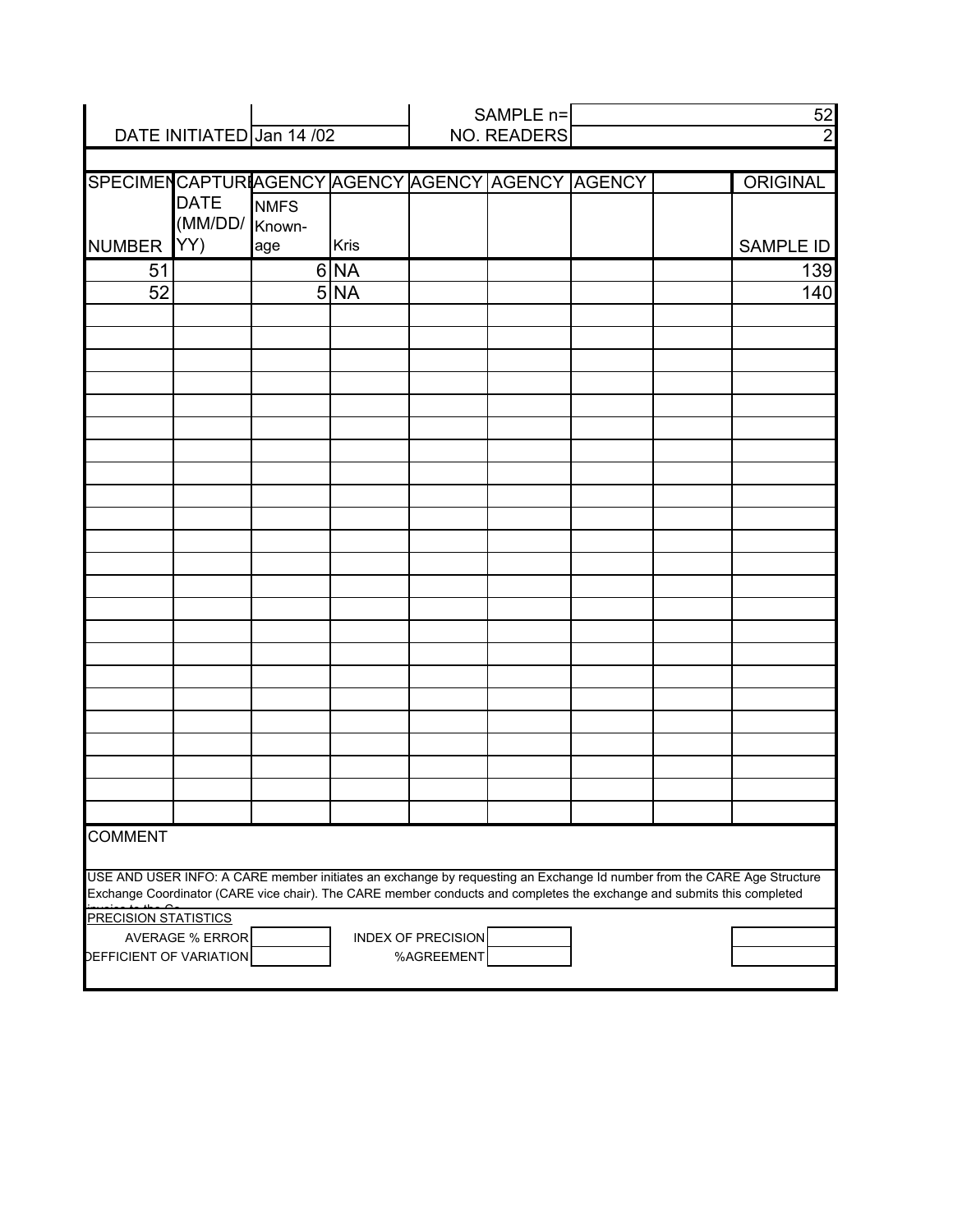| | | | | | | | | |
|---|---|---|---|---|---|---|---|---|
| | | | | | SAMPLE n= | | | 52 |
| DATE INITIATED | Jan 14 /02 | | | | NO. READERS | | | 2 |

| SPECIMEN NUMBER | CAPTURE DATE (MM/DD/YY) | AGENCY NMFS Known-age | AGENCY Kris | AGENCY | AGENCY | AGENCY | | ORIGINAL SAMPLE ID |
|---|---|---|---|---|---|---|---|---|
| 51 | | 6 | NA | | | | | 139 |
| 52 | | 5 | NA | | | | | 140 |
| | | | | | | | | |
| | | | | | | | | |
| | | | | | | | | |
| | | | | | | | | |
| | | | | | | | | |
| | | | | | | | | |
| | | | | | | | | |
| | | | | | | | | |
| | | | | | | | | |
| | | | | | | | | |
| | | | | | | | | |
| | | | | | | | | |
| | | | | | | | | |
| | | | | | | | | |
| | | | | | | | | |
| | | | | | | | | |
| | | | | | | | | |
| | | | | | | | | |
| | | | | | | | | |
| | | | | | | | | |
| | | | | | | | | |
| | | | | | | | | |
| | | | | | | | | |

COMMENT

USE AND USER INFO: A CARE member initiates an exchange by requesting an Exchange Id number from the CARE Age Structure Exchange Coordinator (CARE vice chair). The CARE member conducts and completes the exchange and submits this completed invoice to the Co...

PRECISION STATISTICS

| | | | | | |
|---|---|---|---|---|---|
| AVERAGE % ERROR | | INDEX OF PRECISION | | | |
| COEFFICIENT OF VARIATION | | %AGREEMENT | | | |